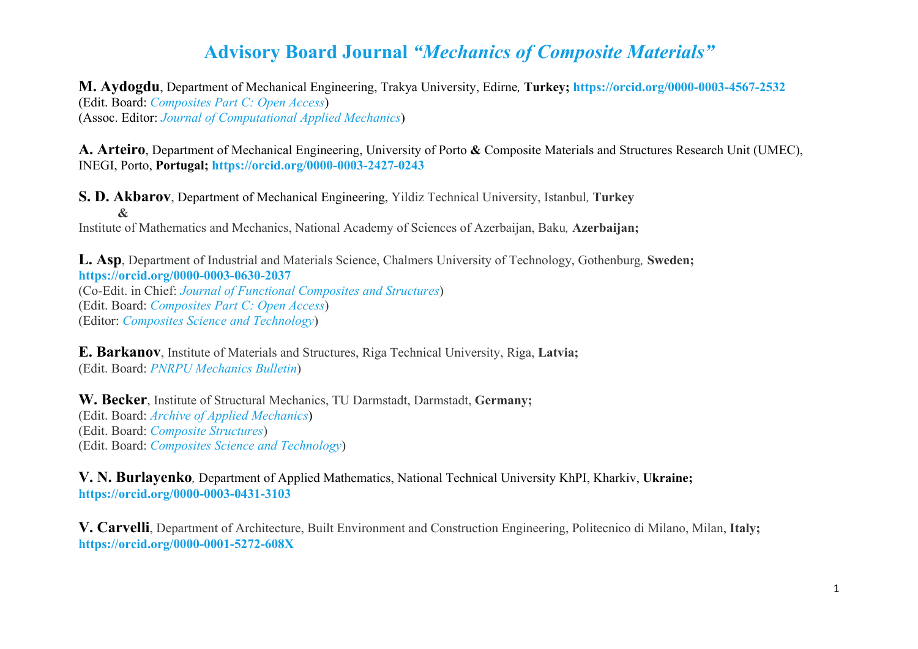# Advisory Board Journal *“Mechanics of Composite Materials”*

**M. Aydogdu**, Department of Mechanical Engineering, Trakya University, Edirne, **Turkey; https://orcid.org/0000-0003-4567-2532**
(Edit. Board: *Composites Part C: Open Access*)
(Assoc. Editor: *Journal of Computational Applied Mechanics*)

**A. Arteiro**, Department of Mechanical Engineering, University of Porto **&** Composite Materials and Structures Research Unit (UMEC), INEGI, Porto, **Portugal; https://orcid.org/0000-0003-2427-0243**

**S. D. Akbarov**, Department of Mechanical Engineering, Yildiz Technical University, Istanbul, **Turkey**
**&**
Institute of Mathematics and Mechanics, National Academy of Sciences of Azerbaijan, Baku, **Azerbaijan;**

**L. Asp**, Department of Industrial and Materials Science, Chalmers University of Technology, Gothenburg, **Sweden;**
**https://orcid.org/0000-0003-0630-2037**
(Co-Edit. in Chief: *Journal of Functional Composites and Structures*)
(Edit. Board: *Composites Part C: Open Access*)
(Editor: *Composites Science and Technology*)

**E. Barkanov**, Institute of Materials and Structures, Riga Technical University, Riga, **Latvia;**
(Edit. Board: *PNRPU Mechanics Bulletin*)

**W. Becker**, Institute of Structural Mechanics, TU Darmstadt, Darmstadt, **Germany;**
(Edit. Board: *Archive of Applied Mechanics*)
(Edit. Board: *Composite Structures*)
(Edit. Board: *Composites Science and Technology*)

**V. N. Burlayenko**, Department of Applied Mathematics, National Technical University KhPI, Kharkiv, **Ukraine;**
**https://orcid.org/0000-0003-0431-3103**

**V. Carvelli**, Department of Architecture, Built Environment and Construction Engineering, Politecnico di Milano, Milan, **Italy;**
**https://orcid.org/0000-0001-5272-608X**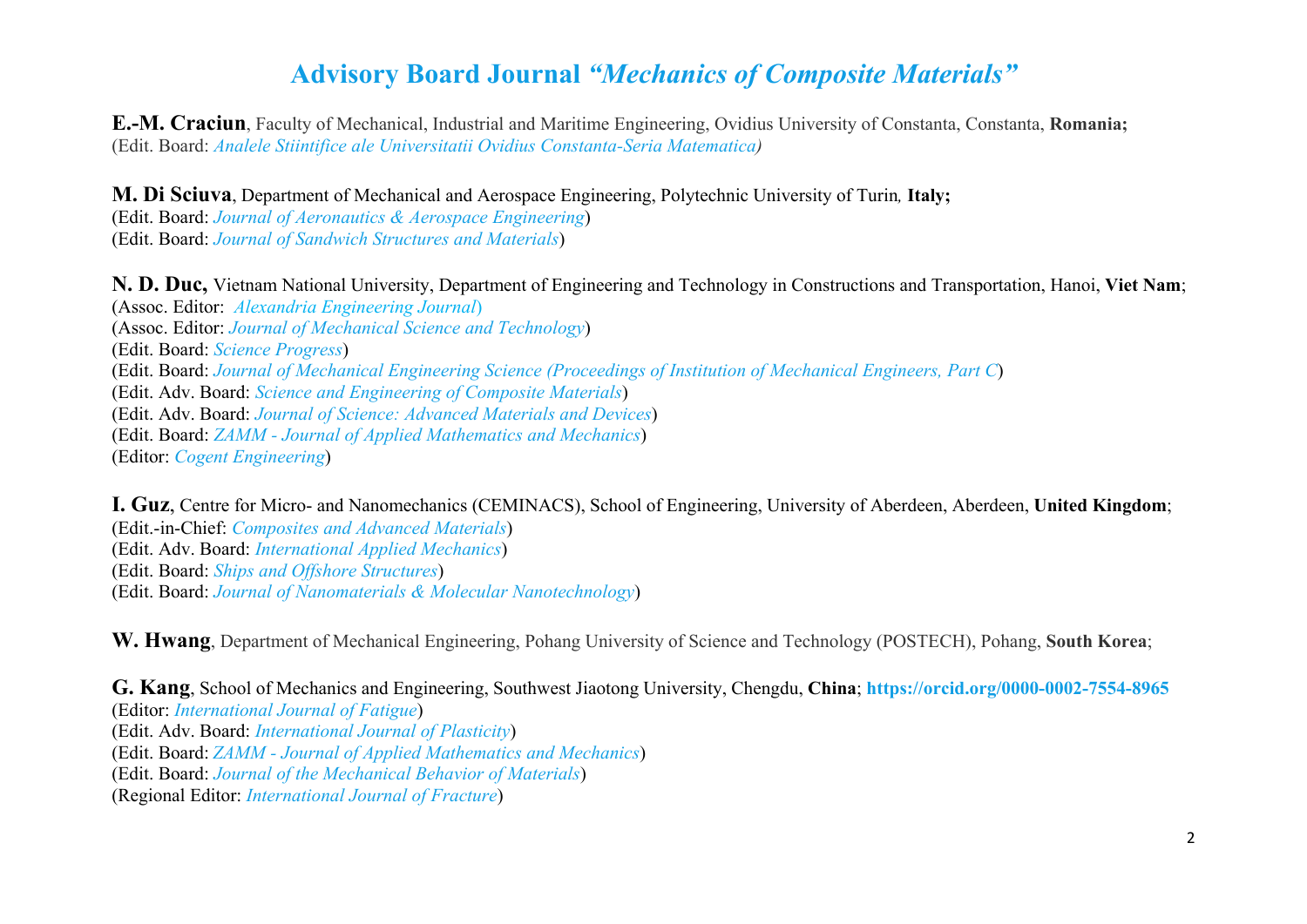# Advisory Board Journal *"Mechanics of Composite Materials"*

**E.-M. Craciun**, Faculty of Mechanical, Industrial and Maritime Engineering, Ovidius University of Constanta, Constanta, **Romania;**
(Edit. Board: *Analele Stiintifice ale Universitatii Ovidius Constanta-Seria Matematica)*

**M. Di Sciuva**, Department of Mechanical and Aerospace Engineering, Polytechnic University of Turin*,* **Italy;**
(Edit. Board: *Journal of Aeronautics & Aerospace Engineering*)
(Edit. Board: *Journal of Sandwich Structures and Materials*)

**N. D. Duc,** Vietnam National University, Department of Engineering and Technology in Constructions and Transportation, Hanoi, **Viet Nam**;
(Assoc. Editor: *Alexandria Engineering Journal*)
(Assoc. Editor: *Journal of Mechanical Science and Technology*)
(Edit. Board: *Science Progress*)
(Edit. Board: *Journal of Mechanical Engineering Science (Proceedings of Institution of Mechanical Engineers, Part C*)
(Edit. Adv. Board: *Science and Engineering of Composite Materials*)
(Edit. Adv. Board: *Journal of Science: Advanced Materials and Devices*)
(Edit. Board: *ZAMM - Journal of Applied Mathematics and Mechanics*)
(Editor: *Cogent Engineering*)

**I. Guz**, Centre for Micro- and Nanomechanics (CEMINACS), School of Engineering, University of Aberdeen, Aberdeen, **United Kingdom**;
(Edit.-in-Chief: *Composites and Advanced Materials*)
(Edit. Adv. Board: *International Applied Mechanics*)
(Edit. Board: *Ships and Offshore Structures*)
(Edit. Board: *Journal of Nanomaterials & Molecular Nanotechnology*)

**W. Hwang**, Department of Mechanical Engineering, Pohang University of Science and Technology (POSTECH), Pohang, **South Korea**;

**G. Kang**, School of Mechanics and Engineering, Southwest Jiaotong University, Chengdu, **China**; **https://orcid.org/0000-0002-7554-8965**
(Editor: *International Journal of Fatigue*)
(Edit. Adv. Board: *International Journal of Plasticity*)
(Edit. Board: *ZAMM - Journal of Applied Mathematics and Mechanics*)
(Edit. Board: *Journal of the Mechanical Behavior of Materials*)
(Regional Editor: *International Journal of Fracture*)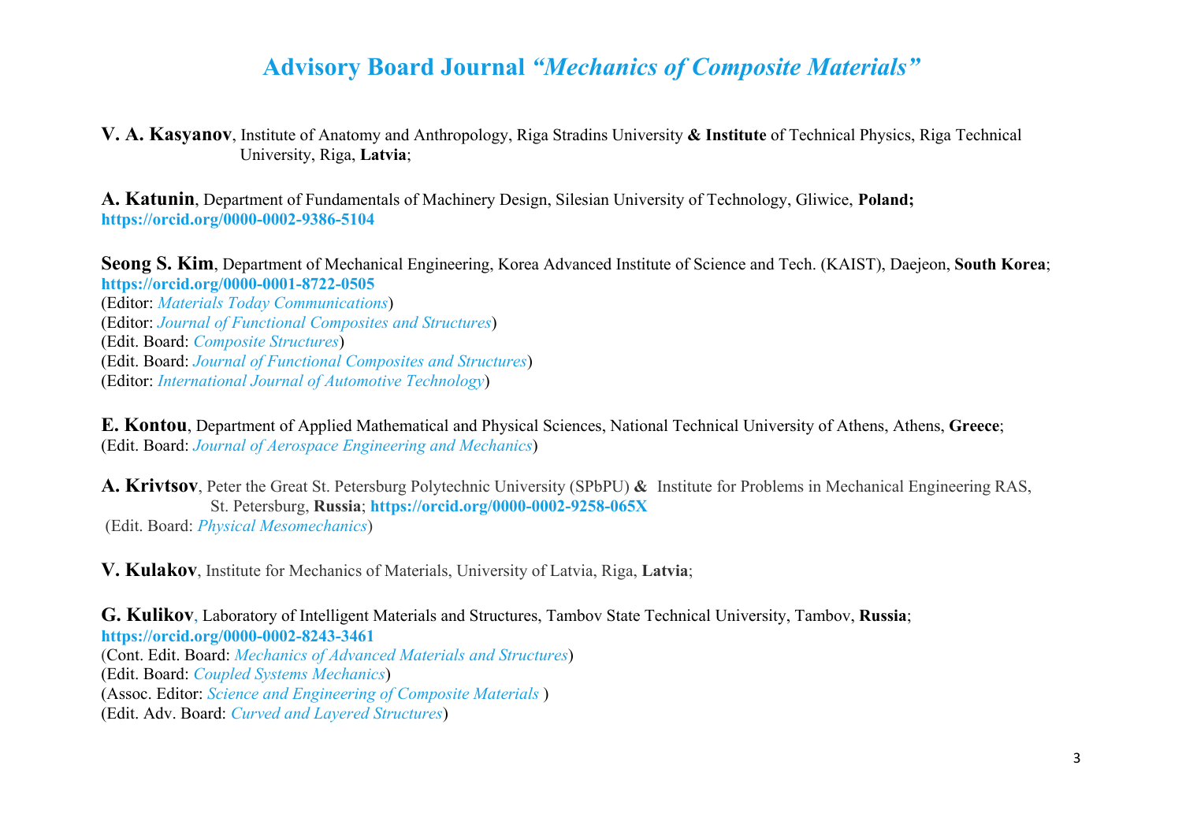# Advisory Board Journal *"Mechanics of Composite Materials"*

**V. A. Kasyanov**, Institute of Anatomy and Anthropology, Riga Stradins University **& Institute** of Technical Physics, Riga Technical University, Riga, **Latvia**;

**A. Katunin**, Department of Fundamentals of Machinery Design, Silesian University of Technology, Gliwice, **Poland;**
**https://orcid.org/0000-0002-9386-5104**

**Seong S. Kim**, Department of Mechanical Engineering, Korea Advanced Institute of Science and Tech. (KAIST), Daejeon, **South Korea**;
**https://orcid.org/0000-0001-8722-0505**
(Editor: *Materials Today Communications*)
(Editor: *Journal of Functional Composites and Structures*)
(Edit. Board: *Composite Structures*)
(Edit. Board: *Journal of Functional Composites and Structures*)
(Editor: *International Journal of Automotive Technology*)

**E. Kontou**, Department of Applied Mathematical and Physical Sciences, National Technical University of Athens, Athens, **Greece**;
(Edit. Board: *Journal of Aerospace Engineering and Mechanics*)

**A. Krivtsov**, Peter the Great St. Petersburg Polytechnic University (SPbPU) **&** Institute for Problems in Mechanical Engineering RAS, St. Petersburg, **Russia**; **https://orcid.org/0000-0002-9258-065X**
(Edit. Board: *Physical Mesomechanics*)

**V. Kulakov**, Institute for Mechanics of Materials, University of Latvia, Riga, **Latvia**;

**G. Kulikov**, Laboratory of Intelligent Materials and Structures, Tambov State Technical University, Tambov, **Russia**;
**https://orcid.org/0000-0002-8243-3461**
(Cont. Edit. Board: *Mechanics of Advanced Materials and Structures*)
(Edit. Board: *Coupled Systems Mechanics*)
(Assoc. Editor: *Science and Engineering of Composite Materials* )
(Edit. Adv. Board: *Curved and Layered Structures*)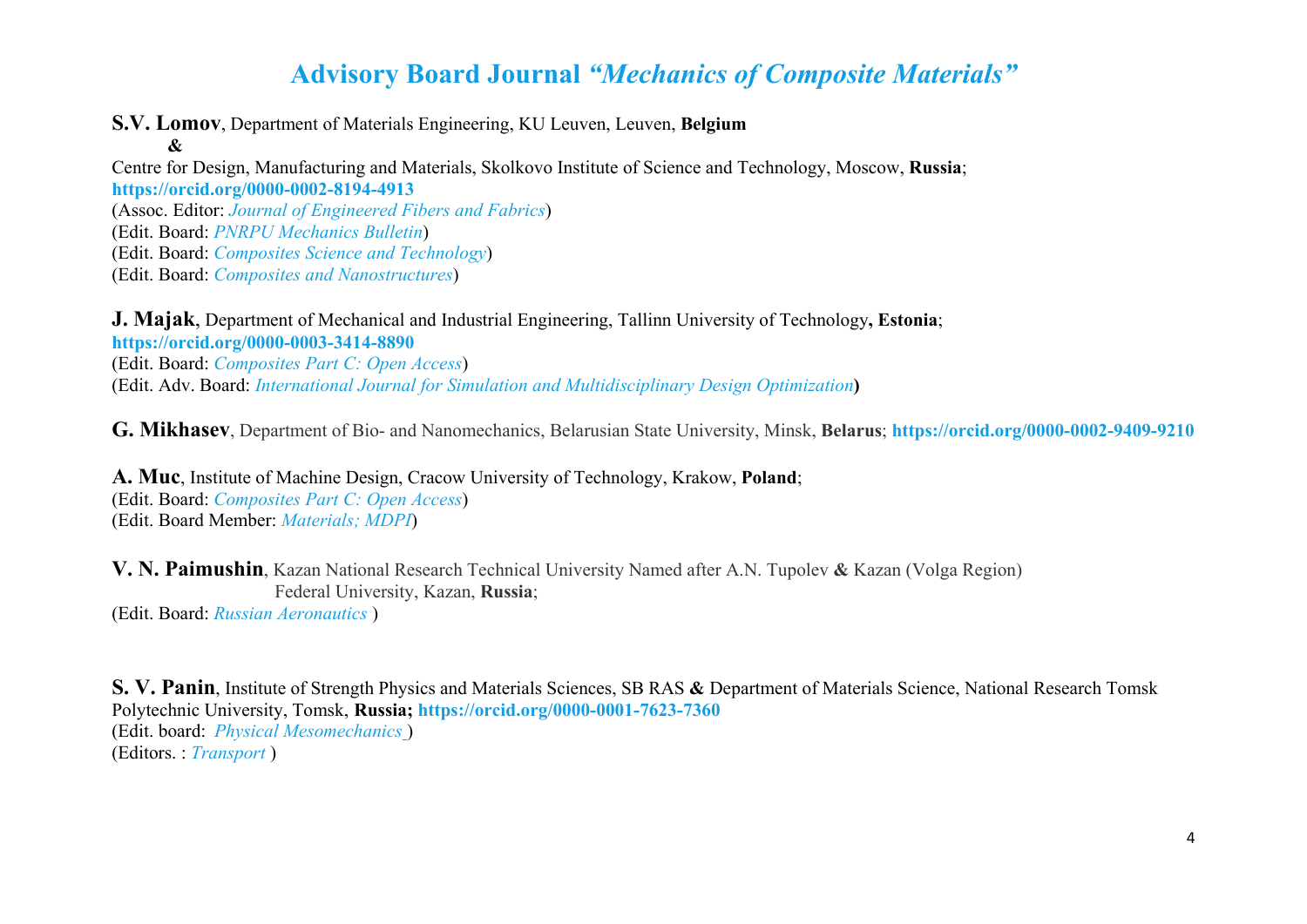# Advisory Board Journal *“Mechanics of Composite Materials”*

**S.V. Lomov**, Department of Materials Engineering, KU Leuven, Leuven, **Belgium**
**&**
Centre for Design, Manufacturing and Materials, Skolkovo Institute of Science and Technology, Moscow, **Russia**;
**https://orcid.org/0000-0002-8194-4913**
(Assoc. Editor: *Journal of Engineered Fibers and Fabrics*)
(Edit. Board: *PNRPU Mechanics Bulletin*)
(Edit. Board: *Composites Science and Technology*)
(Edit. Board: *Composites and Nanostructures*)

**J. Majak**, Department of Mechanical and Industrial Engineering, Tallinn University of Technology**, Estonia**;
**https://orcid.org/0000-0003-3414-8890**
(Edit. Board: *Composites Part C: Open Access*)
(Edit. Adv. Board: *International Journal for Simulation and Multidisciplinary Design Optimization***)**

**G. Mikhasev**, Department of Bio- and Nanomechanics, Belarusian State University, Minsk, **Belarus**; **https://orcid.org/0000-0002-9409-9210**

**A. Muc**, Institute of Machine Design, Cracow University of Technology, Krakow, **Poland**;
(Edit. Board: *Composites Part C: Open Access*)
(Edit. Board Member: *Materials; MDPI*)

**V. N. Paimushin**, Kazan National Research Technical University Named after A.N. Tupolev **&** Kazan (Volga Region) Federal University, Kazan, **Russia**;
(Edit. Board: *Russian Aeronautics* )

**S. V. Panin**, Institute of Strength Physics and Materials Sciences, SB RAS **&** Department of Materials Science, National Research Tomsk Polytechnic University, Tomsk, **Russia; https://orcid.org/0000-0001-7623-7360**
(Edit. board: *Physical Mesomechanics* )
(Editors. : *Transport* )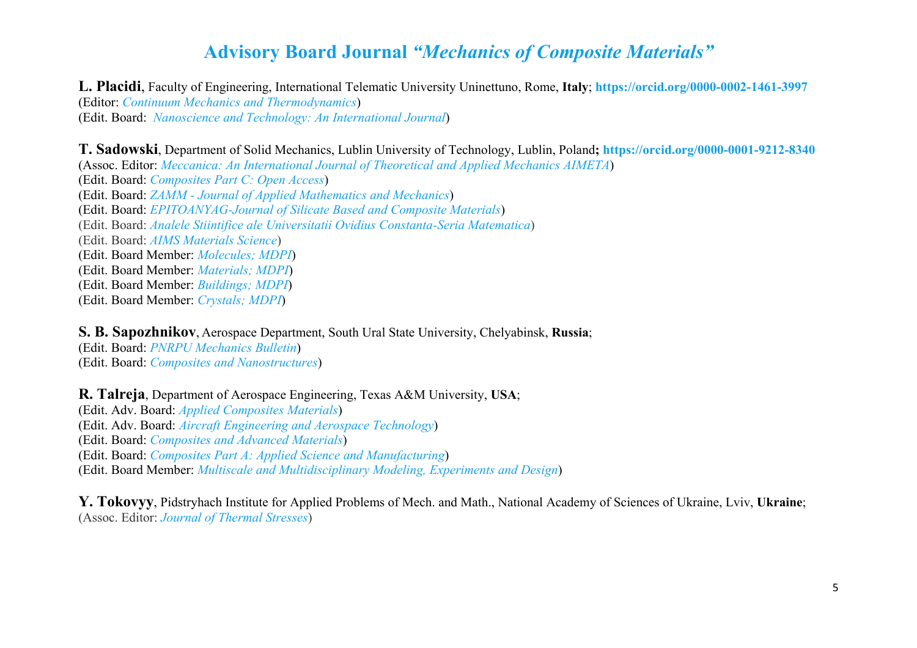# Advisory Board Journal *"Mechanics of Composite Materials"*

**L. Placidi**, Faculty of Engineering, International Telematic University Uninettuno, Rome, **Italy**; **https://orcid.org/0000-0002-1461-3997**
(Editor: *Continuum Mechanics and Thermodynamics*)
(Edit. Board: *Nanoscience and Technology: An International Journal*)

**T. Sadowski**, Department of Solid Mechanics, Lublin University of Technology, Lublin, Poland**;** **https://orcid.org/0000-0001-9212-8340**
(Assoc. Editor: *Meccanica: An International Journal of Theoretical and Applied Mechanics AIMETA*)
(Edit. Board: *Composites Part C: Open Access*)
(Edit. Board: *ZAMM - Journal of Applied Mathematics and Mechanics*)
(Edit. Board: *EPITOANYAG-Journal of Silicate Based and Composite Materials*)
(Edit. Board: *Analele Stiintifice ale Universitatii Ovidius Constanta-Seria Matematica*)
(Edit. Board: *AIMS Materials Science*)
(Edit. Board Member: *Molecules; MDPI*)
(Edit. Board Member: *Materials; MDPI*)
(Edit. Board Member: *Buildings; MDPI*)
(Edit. Board Member: *Crystals; MDPI*)

**S. B. Sapozhnikov**, Aerospace Department, South Ural State University, Chelyabinsk, **Russia**;
(Edit. Board: *PNRPU Mechanics Bulletin*)
(Edit. Board: *Composites and Nanostructures*)

**R. Talreja**, Department of Aerospace Engineering, Texas A&M University, **USA**;
(Edit. Adv. Board: *Applied Composites Materials*)
(Edit. Adv. Board: *Aircraft Engineering and Aerospace Technology*)
(Edit. Board: *Composites and Advanced Materials*)
(Edit. Board: *Composites Part A: Applied Science and Manufacturing*)
(Edit. Board Member: *Multiscale and Multidisciplinary Modeling, Experiments and Design*)

**Y. Tokovyy**, Pidstryhach Institute for Applied Problems of Mech. and Math., National Academy of Sciences of Ukraine, Lviv, **Ukraine**;
(Assoc. Editor: *Journal of Thermal Stresses*)